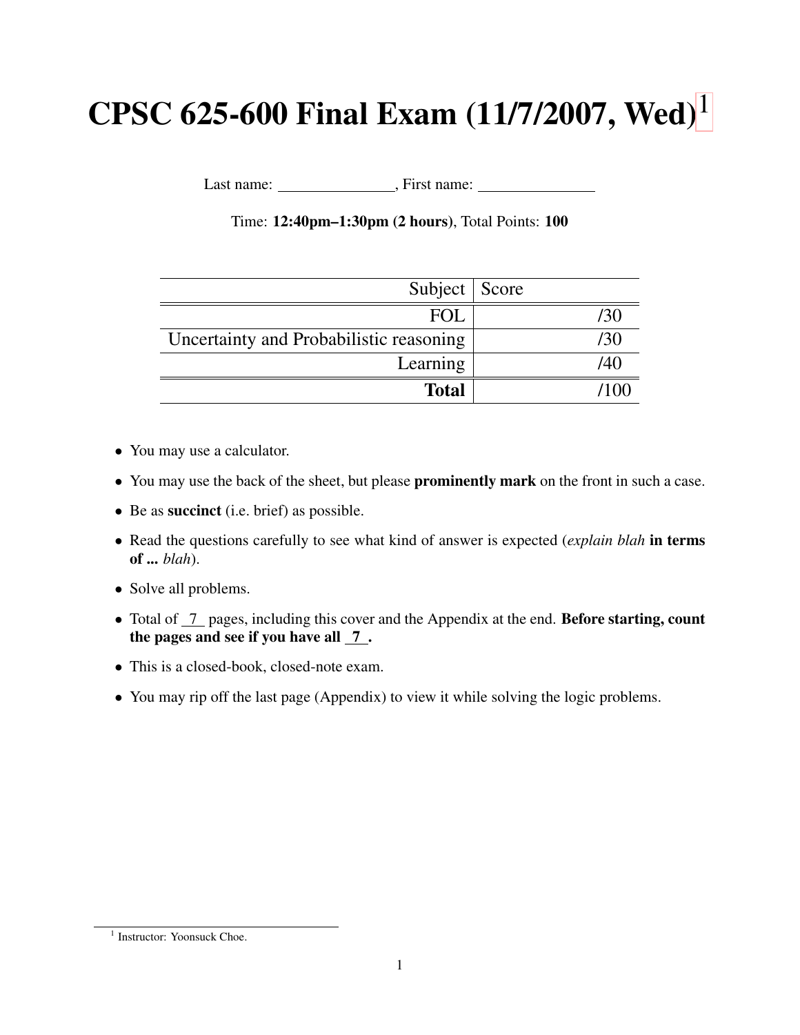# CPSC 625-600 Final Exam (11/7/2007, Wed)[1]

Last name: _______________, First name: _______________

Time: **12:40pm–1:30pm (2 hours)**, Total Points: **100**

| Subject | Score |
|---:|---:|
| FOL | /30 |
| Uncertainty and Probabilistic reasoning | /30 |
| Learning | /40 |
| **Total** | /100 |

- You may use a calculator.
- You may use the back of the sheet, but please **prominently mark** on the front in such a case.
- Be as **succinct** (i.e. brief) as possible.
- Read the questions carefully to see what kind of answer is expected (*explain blah* **in terms of ...** *blah*).
- Solve all problems.
- Total of \_7\_ pages, including this cover and the Appendix at the end. **Before starting, count the pages and see if you have all \_7\_.**
- This is a closed-book, closed-note exam.
- You may rip off the last page (Appendix) to view it while solving the logic problems.

[1] Instructor: Yoonsuck Choe.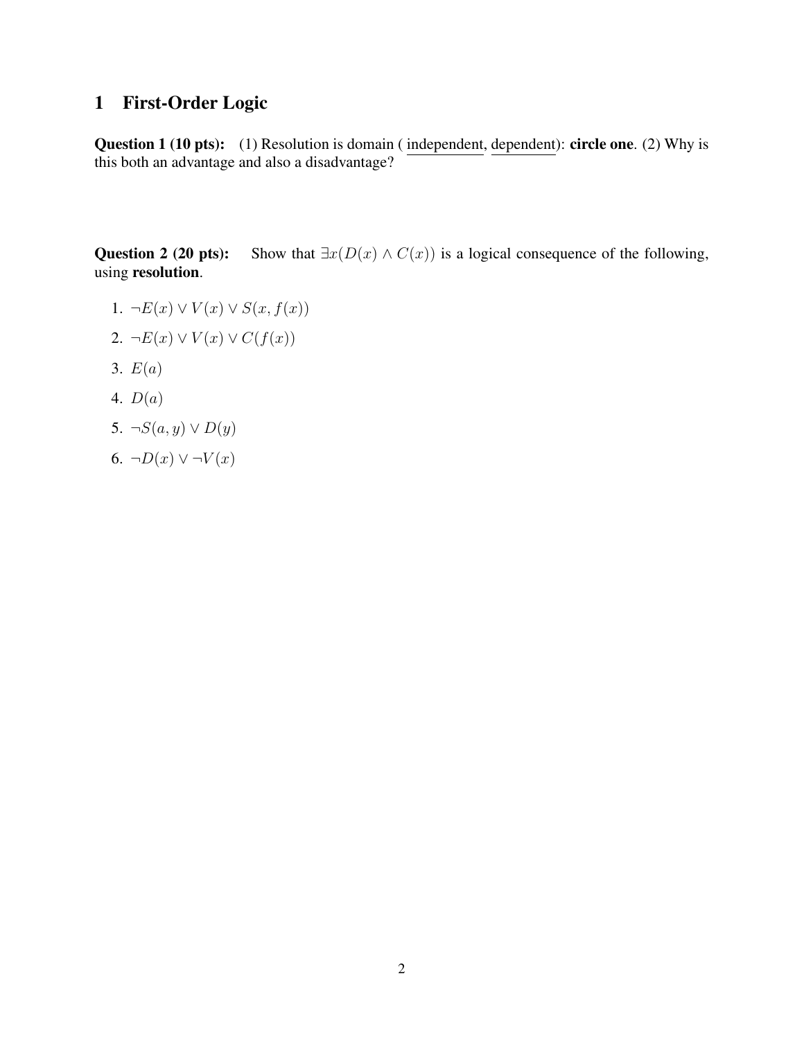# 1 First-Order Logic

**Question 1 (10 pts):** (1) Resolution is domain ( independent, dependent): **circle one**. (2) Why is this both an advantage and also a disadvantage?

**Question 2 (20 pts):** Show that $\exists x(D(x) \wedge C(x))$ is a logical consequence of the following, using **resolution**.

1. $\neg E(x) \vee V(x) \vee S(x, f(x))$
2. $\neg E(x) \vee V(x) \vee C(f(x))$
3. $E(a)$
4. $D(a)$
5. $\neg S(a, y) \vee D(y)$
6. $\neg D(x) \vee \neg V(x)$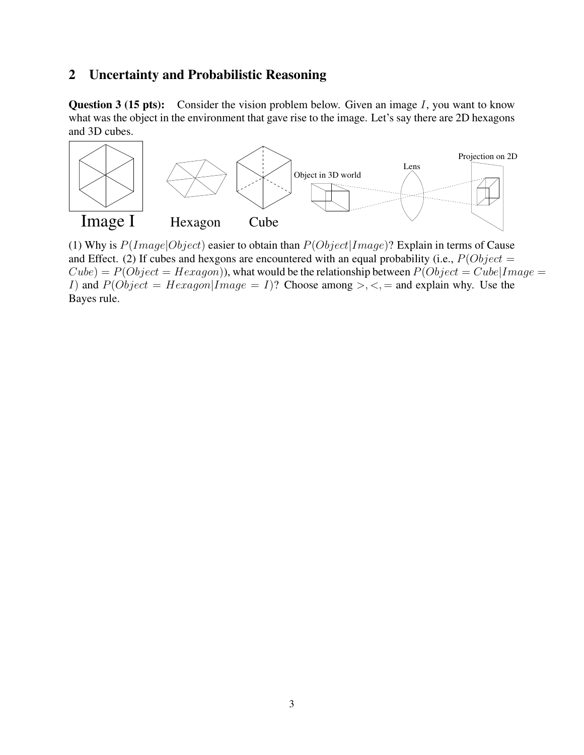## 2 Uncertainty and Probabilistic Reasoning

**Question 3 (15 pts):** Consider the vision problem below. Given an image $I$, you want to know what was the object in the environment that gave rise to the image. Let's say there are 2D hexagons and 3D cubes.

Image I Hexagon Cube Object in 3D world Lens Projection on 2D

(1) Why is $P(Image|Object)$ easier to obtain than $P(Object|Image)$? Explain in terms of Cause and Effect. (2) If cubes and hexgons are encountered with an equal probability (i.e., $P(Object = Cube) = P(Object = Hexagon)$), what would be the relationship between $P(Object = Cube|Image = I)$ and $P(Object = Hexagon|Image = I)$? Choose among $>, <, =$ and explain why. Use the Bayes rule.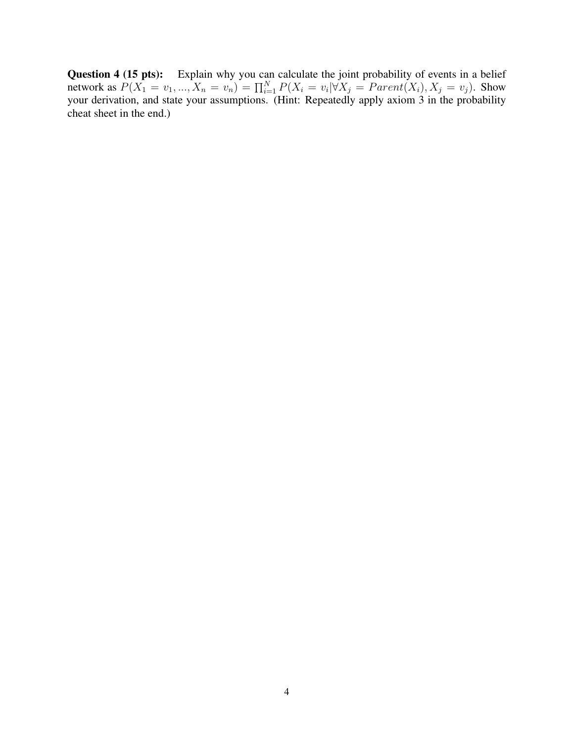**Question 4 (15 pts):** Explain why you can calculate the joint probability of events in a belief network as $P(X_1 = v_1, ..., X_n = v_n) = \prod_{i=1}^{N} P(X_i = v_i | \forall X_j = Parent(X_i), X_j = v_j)$. Show your derivation, and state your assumptions. (Hint: Repeatedly apply axiom 3 in the probability cheat sheet in the end.)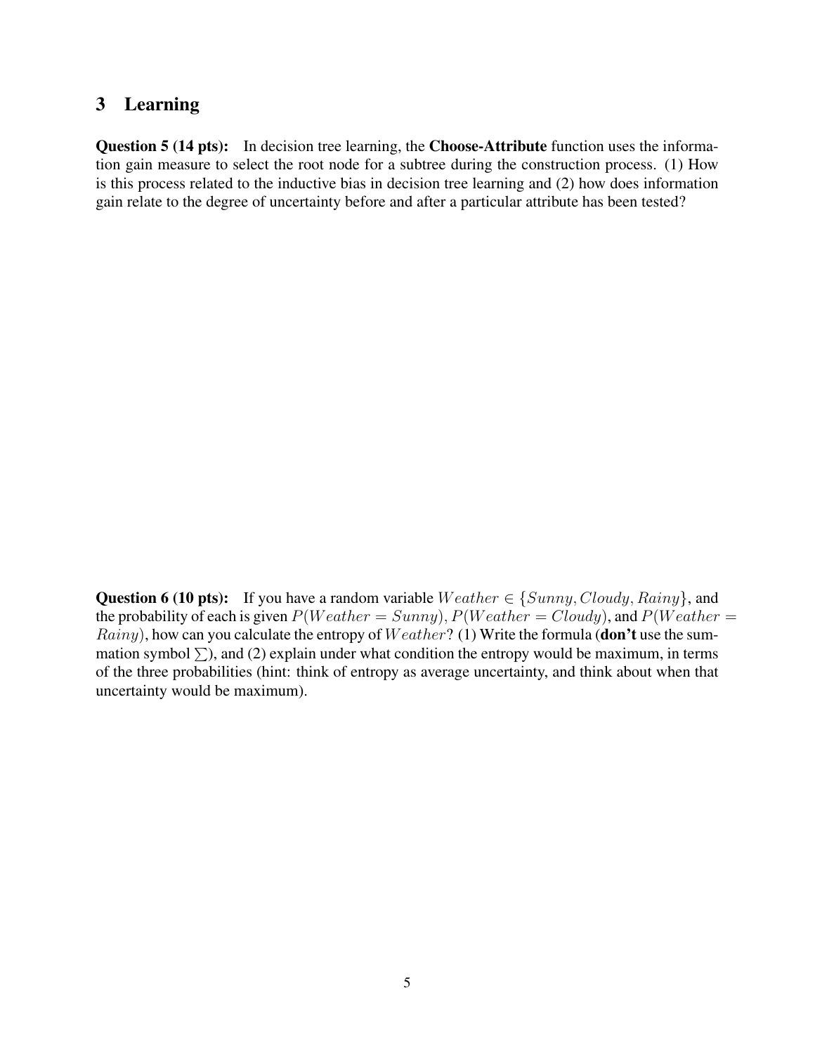## 3 Learning

**Question 5 (14 pts):** In decision tree learning, the **Choose-Attribute** function uses the information gain measure to select the root node for a subtree during the construction process. (1) How is this process related to the inductive bias in decision tree learning and (2) how does information gain relate to the degree of uncertainty before and after a particular attribute has been tested?

**Question 6 (10 pts):** If you have a random variable $Weather \in \{Sunny, Cloudy, Rainy\}$, and the probability of each is given $P(Weather = Sunny)$, $P(Weather = Cloudy)$, and $P(Weather = Rainy)$, how can you calculate the entropy of $Weather$? (1) Write the formula (**don't** use the summation symbol $\sum$), and (2) explain under what condition the entropy would be maximum, in terms of the three probabilities (hint: think of entropy as average uncertainty, and think about when that uncertainty would be maximum).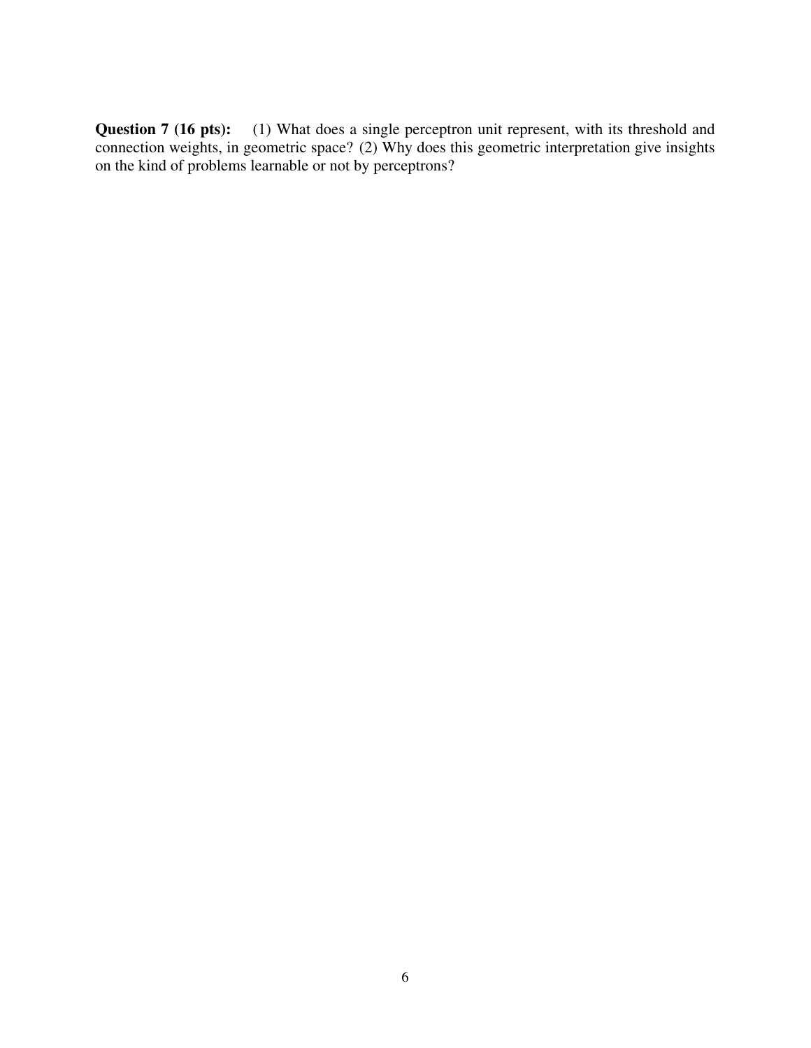**Question 7 (16 pts):** (1) What does a single perceptron unit represent, with its threshold and connection weights, in geometric space? (2) Why does this geometric interpretation give insights on the kind of problems learnable or not by perceptrons?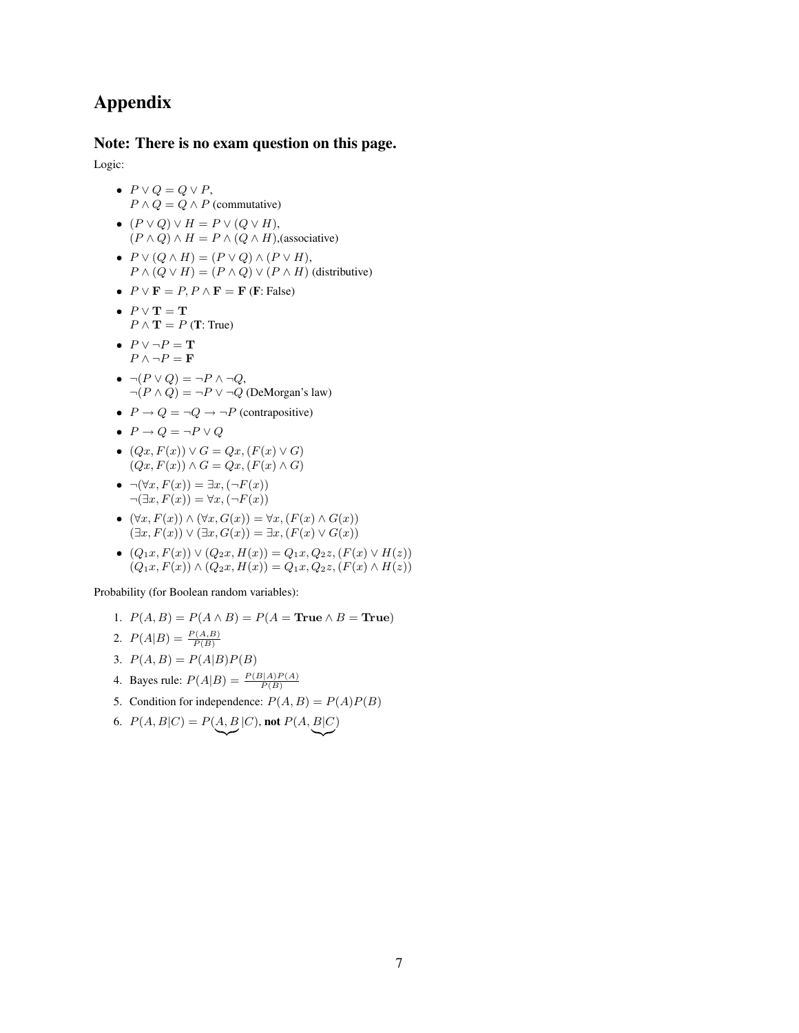# Appendix

## Note: There is no exam question on this page.

Logic:

- $P \vee Q = Q \vee P$,
  $P \wedge Q = Q \wedge P$ (commutative)
- $(P \vee Q) \vee H = P \vee (Q \vee H)$,
  $(P \wedge Q) \wedge H = P \wedge (Q \wedge H)$,(associative)
- $P \vee (Q \wedge H) = (P \vee Q) \wedge (P \vee H)$,
  $P \wedge (Q \vee H) = (P \wedge Q) \vee (P \wedge H)$ (distributive)
- $P \vee \mathbf{F} = P, P \wedge \mathbf{F} = \mathbf{F}$ (**F**: False)
- $P \vee \mathbf{T} = \mathbf{T}$
  $P \wedge \mathbf{T} = P$ (**T**: True)
- $P \vee \neg P = \mathbf{T}$
  $P \wedge \neg P = \mathbf{F}$
- $\neg(P \vee Q) = \neg P \wedge \neg Q$,
  $\neg(P \wedge Q) = \neg P \vee \neg Q$ (DeMorgan's law)
- $P \rightarrow Q = \neg Q \rightarrow \neg P$ (contrapositive)
- $P \rightarrow Q = \neg P \vee Q$
- $(Qx, F(x)) \vee G = Qx, (F(x) \vee G)$
  $(Qx, F(x)) \wedge G = Qx, (F(x) \wedge G)$
- $\neg(\forall x, F(x)) = \exists x, (\neg F(x))$
  $\neg(\exists x, F(x)) = \forall x, (\neg F(x))$
- $(\forall x, F(x)) \wedge (\forall x, G(x)) = \forall x, (F(x) \wedge G(x))$
  $(\exists x, F(x)) \vee (\exists x, G(x)) = \exists x, (F(x) \vee G(x))$
- $(Q_1 x, F(x)) \vee (Q_2 x, H(x)) = Q_1 x, Q_2 z, (F(x) \vee H(z))$
  $(Q_1 x, F(x)) \wedge (Q_2 x, H(x)) = Q_1 x, Q_2 z, (F(x) \wedge H(z))$

Probability (for Boolean random variables):

1. $P(A, B) = P(A \wedge B) = P(A = \mathbf{True} \wedge B = \mathbf{True})$
2. $P(A|B) = \frac{P(A,B)}{P(B)}$
3. $P(A, B) = P(A|B)P(B)$
4. Bayes rule: $P(A|B) = \frac{P(B|A)P(A)}{P(B)}$
5. Condition for independence: $P(A, B) = P(A)P(B)$
6. $P(A, B|C) = P(\underbrace{A, B}|C)$, **not** $P(A, \underbrace{B|C})$